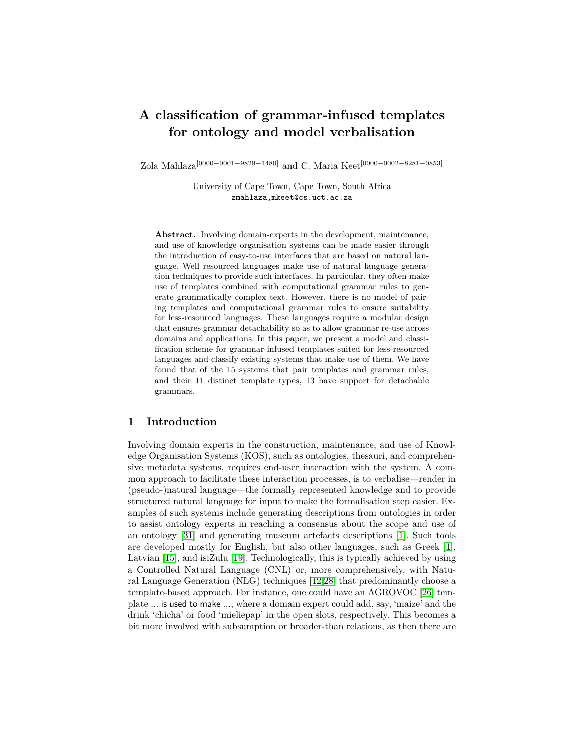# A classification of grammar-infused templates for ontology and model verbalisation

Zola Mahlaza[0000−0001−9829−1480] and C. Maria Keet[0000−0002−8281−0853]

University of Cape Town, Cape Town, South Africa
zmahlaza,mkeet@cs.uct.ac.za

**Abstract.** Involving domain-experts in the development, maintenance, and use of knowledge organisation systems can be made easier through the introduction of easy-to-use interfaces that are based on natural language. Well resourced languages make use of natural language generation techniques to provide such interfaces. In particular, they often make use of templates combined with computational grammar rules to generate grammatically complex text. However, there is no model of pairing templates and computational grammar rules to ensure suitability for less-resourced languages. These languages require a modular design that ensures grammar detachability so as to allow grammar re-use across domains and applications. In this paper, we present a model and classification scheme for grammar-infused templates suited for less-resourced languages and classify existing systems that make use of them. We have found that of the 15 systems that pair templates and grammar rules, and their 11 distinct template types, 13 have support for detachable grammars.

## 1 Introduction

Involving domain experts in the construction, maintenance, and use of Knowledge Organisation Systems (KOS), such as ontologies, thesauri, and comprehensive metadata systems, requires end-user interaction with the system. A common approach to facilitate these interaction processes, is to verbalise—render in (pseudo-)natural language—the formally represented knowledge and to provide structured natural language for input to make the formalisation step easier. Examples of such systems include generating descriptions from ontologies in order to assist ontology experts in reaching a consensus about the scope and use of an ontology [31] and generating museum artefacts descriptions [1]. Such tools are developed mostly for English, but also other languages, such as Greek [1], Latvian [15], and isiZulu [19]. Technologically, this is typically achieved by using a Controlled Natural Language (CNL) or, more comprehensively, with Natural Language Generation (NLG) techniques [12,28] that predominantly choose a template-based approach. For instance, one could have an AGROVOC [26] template ... is used to make ..., where a domain expert could add, say, 'maize' and the drink 'chicha' or food 'mieliepap' in the open slots, respectively. This becomes a bit more involved with subsumption or broader-than relations, as then there are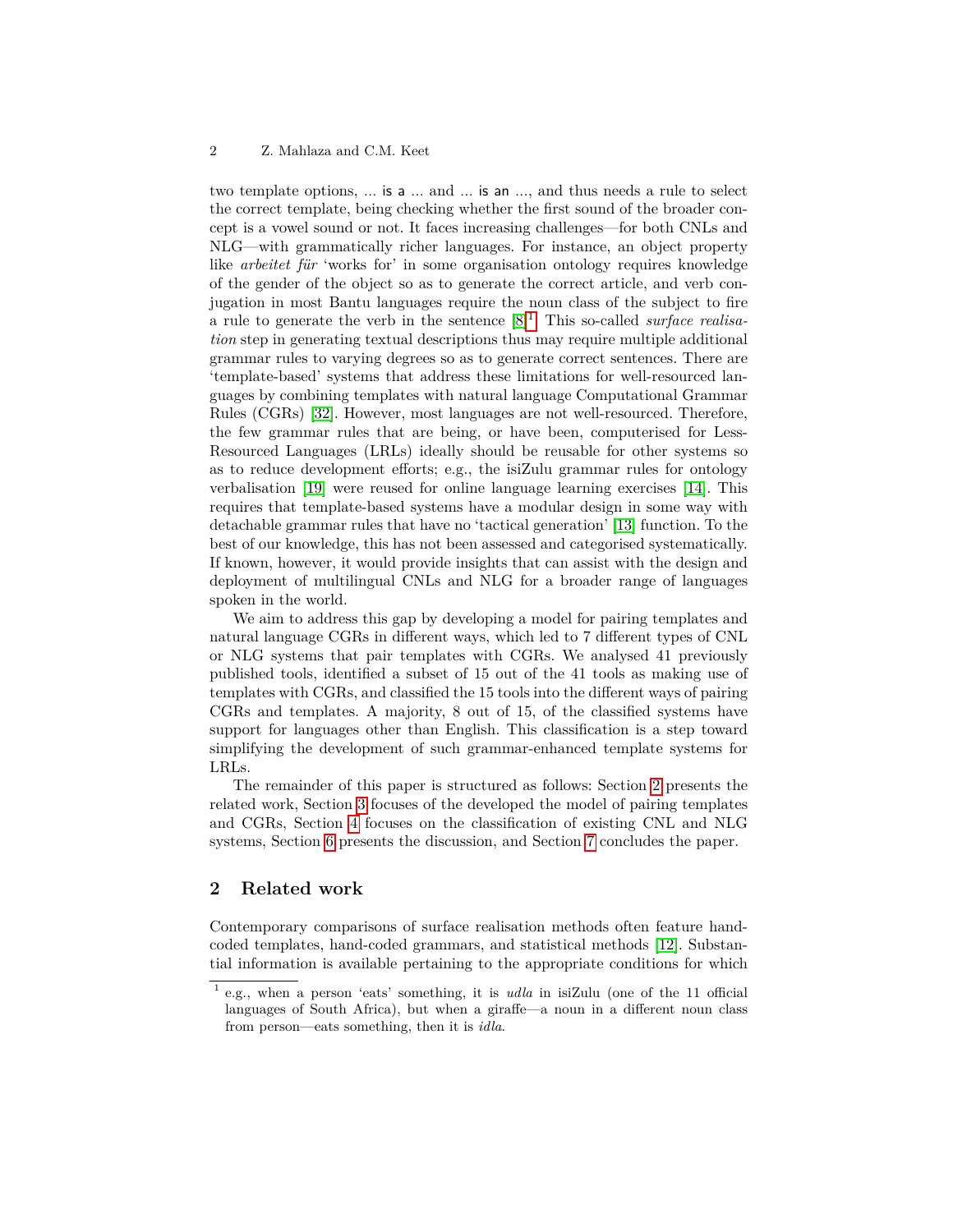two template options, ... is a ... and ... is an ..., and thus needs a rule to select the correct template, being checking whether the first sound of the broader concept is a vowel sound or not. It faces increasing challenges—for both CNLs and NLG—with grammatically richer languages. For instance, an object property like *arbeitet für* 'works for' in some organisation ontology requires knowledge of the gender of the object so as to generate the correct article, and verb conjugation in most Bantu languages require the noun class of the subject to fire a rule to generate the verb in the sentence [8][1]. This so-called *surface realisation* step in generating textual descriptions thus may require multiple additional grammar rules to varying degrees so as to generate correct sentences. There are 'template-based' systems that address these limitations for well-resourced languages by combining templates with natural language Computational Grammar Rules (CGRs) [32]. However, most languages are not well-resourced. Therefore, the few grammar rules that are being, or have been, computerised for Less-Resourced Languages (LRLs) ideally should be reusable for other systems so as to reduce development efforts; e.g., the isiZulu grammar rules for ontology verbalisation [19] were reused for online language learning exercises [14]. This requires that template-based systems have a modular design in some way with detachable grammar rules that have no 'tactical generation' [13] function. To the best of our knowledge, this has not been assessed and categorised systematically. If known, however, it would provide insights that can assist with the design and deployment of multilingual CNLs and NLG for a broader range of languages spoken in the world.

We aim to address this gap by developing a model for pairing templates and natural language CGRs in different ways, which led to 7 different types of CNL or NLG systems that pair templates with CGRs. We analysed 41 previously published tools, identified a subset of 15 out of the 41 tools as making use of templates with CGRs, and classified the 15 tools into the different ways of pairing CGRs and templates. A majority, 8 out of 15, of the classified systems have support for languages other than English. This classification is a step toward simplifying the development of such grammar-enhanced template systems for LRLs.

The remainder of this paper is structured as follows: Section 2 presents the related work, Section 3 focuses of the developed the model of pairing templates and CGRs, Section 4 focuses on the classification of existing CNL and NLG systems, Section 6 presents the discussion, and Section 7 concludes the paper.

## 2 Related work

Contemporary comparisons of surface realisation methods often feature hand-coded templates, hand-coded grammars, and statistical methods [12]. Substantial information is available pertaining to the appropriate conditions for which

[1] e.g., when a person 'eats' something, it is *udla* in isiZulu (one of the 11 official languages of South Africa), but when a giraffe—a noun in a different noun class from person—eats something, then it is *idla*.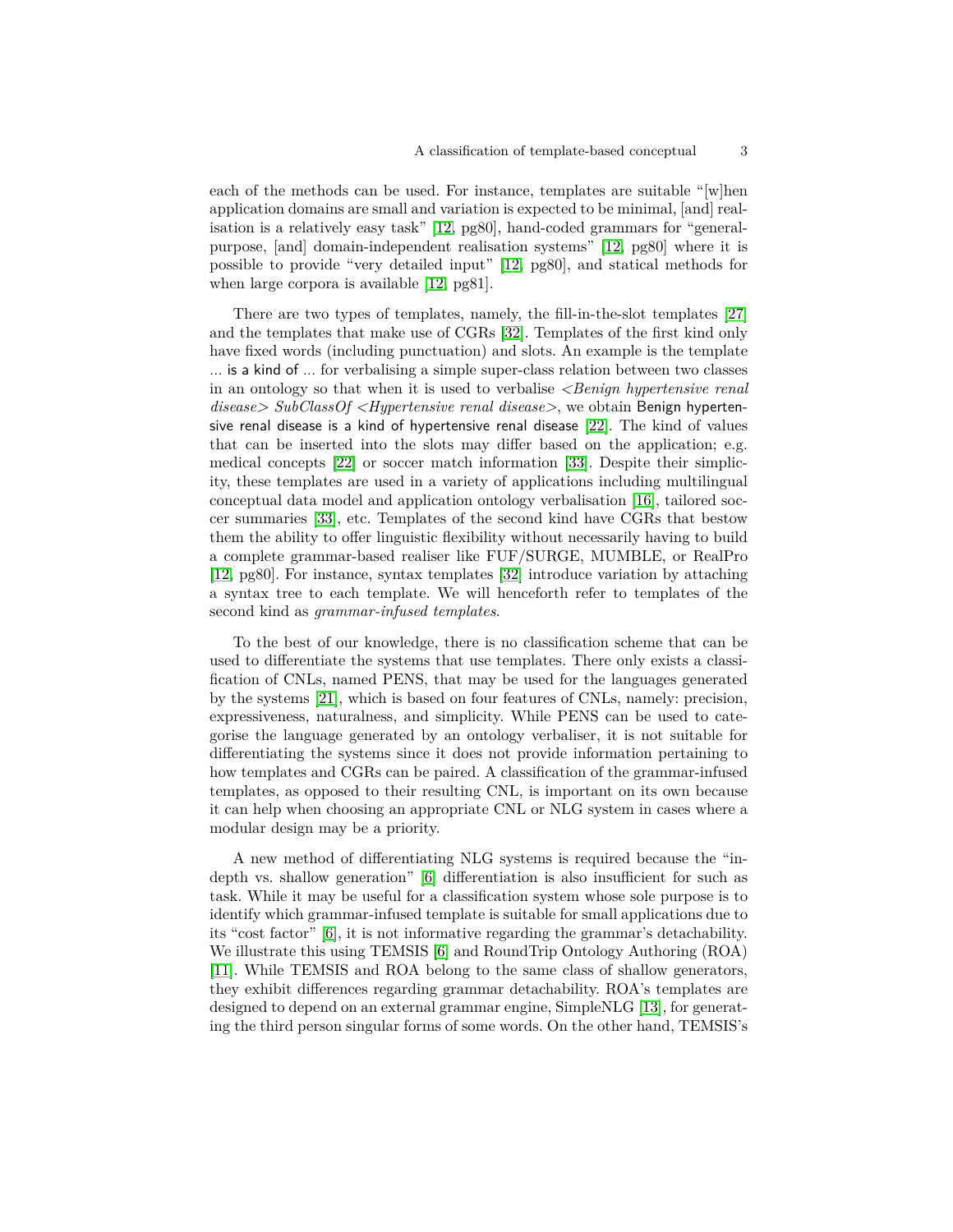each of the methods can be used. For instance, templates are suitable "[w]hen application domains are small and variation is expected to be minimal, [and] realisation is a relatively easy task" [12, pg80], hand-coded grammars for "general-purpose, [and] domain-independent realisation systems" [12, pg80] where it is possible to provide "very detailed input" [12, pg80], and statical methods for when large corpora is available [12, pg81].

There are two types of templates, namely, the fill-in-the-slot templates [27] and the templates that make use of CGRs [32]. Templates of the first kind only have fixed words (including punctuation) and slots. An example is the template ... is a kind of ... for verbalising a simple super-class relation between two classes in an ontology so that when it is used to verbalise *<Benign hypertensive renal disease> SubClassOf <Hypertensive renal disease>*, we obtain Benign hypertensive renal disease is a kind of hypertensive renal disease [22]. The kind of values that can be inserted into the slots may differ based on the application; e.g. medical concepts [22] or soccer match information [33]. Despite their simplicity, these templates are used in a variety of applications including multilingual conceptual data model and application ontology verbalisation [16], tailored soccer summaries [33], etc. Templates of the second kind have CGRs that bestow them the ability to offer linguistic flexibility without necessarily having to build a complete grammar-based realiser like FUF/SURGE, MUMBLE, or RealPro [12, pg80]. For instance, syntax templates [32] introduce variation by attaching a syntax tree to each template. We will henceforth refer to templates of the second kind as *grammar-infused templates*.

To the best of our knowledge, there is no classification scheme that can be used to differentiate the systems that use templates. There only exists a classification of CNLs, named PENS, that may be used for the languages generated by the systems [21], which is based on four features of CNLs, namely: precision, expressiveness, naturalness, and simplicity. While PENS can be used to categorise the language generated by an ontology verbaliser, it is not suitable for differentiating the systems since it does not provide information pertaining to how templates and CGRs can be paired. A classification of the grammar-infused templates, as opposed to their resulting CNL, is important on its own because it can help when choosing an appropriate CNL or NLG system in cases where a modular design may be a priority.

A new method of differentiating NLG systems is required because the "in-depth vs. shallow generation" [6] differentiation is also insufficient for such as task. While it may be useful for a classification system whose sole purpose is to identify which grammar-infused template is suitable for small applications due to its "cost factor" [6], it is not informative regarding the grammar's detachability. We illustrate this using TEMSIS [6] and RoundTrip Ontology Authoring (ROA) [11]. While TEMSIS and ROA belong to the same class of shallow generators, they exhibit differences regarding grammar detachability. ROA's templates are designed to depend on an external grammar engine, SimpleNLG [13], for generating the third person singular forms of some words. On the other hand, TEMSIS's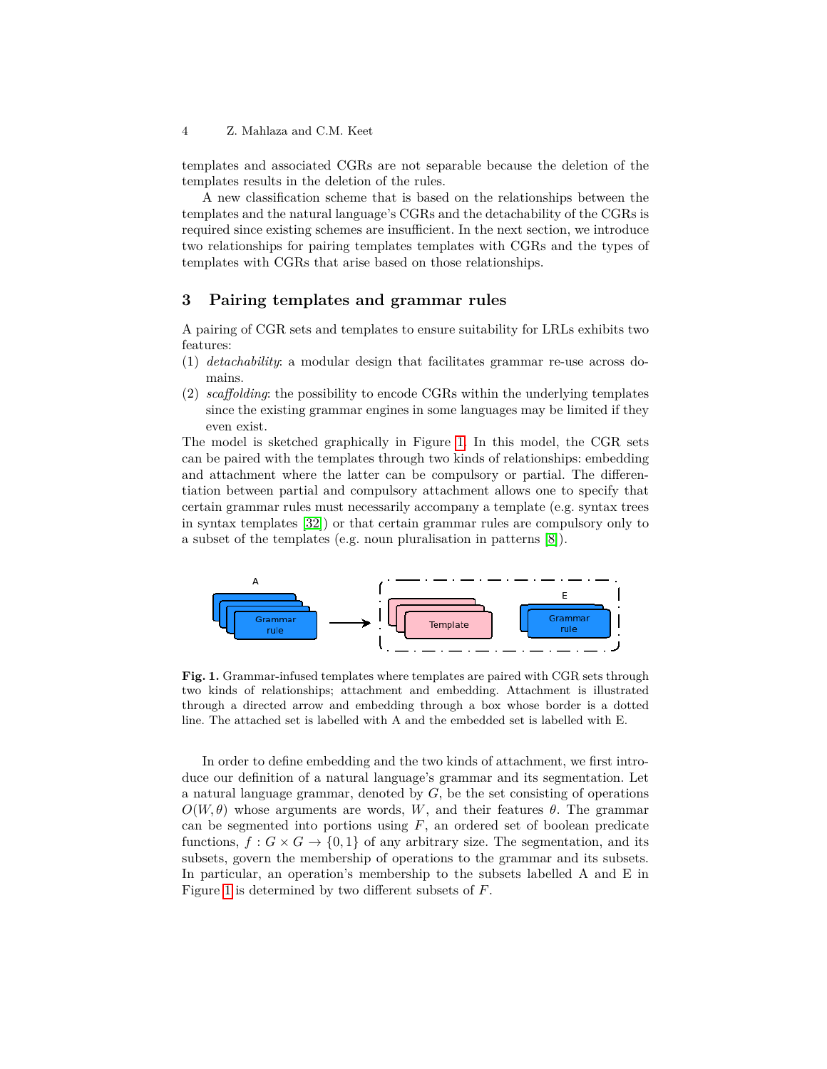templates and associated CGRs are not separable because the deletion of the templates results in the deletion of the rules.

A new classification scheme that is based on the relationships between the templates and the natural language's CGRs and the detachability of the CGRs is required since existing schemes are insufficient. In the next section, we introduce two relationships for pairing templates templates with CGRs and the types of templates with CGRs that arise based on those relationships.

## 3 Pairing templates and grammar rules

A pairing of CGR sets and templates to ensure suitability for LRLs exhibits two features:

(1) *detachability*: a modular design that facilitates grammar re-use across domains.

(2) *scaffolding*: the possibility to encode CGRs within the underlying templates since the existing grammar engines in some languages may be limited if they even exist.

The model is sketched graphically in Figure 1. In this model, the CGR sets can be paired with the templates through two kinds of relationships: embedding and attachment where the latter can be compulsory or partial. The differentiation between partial and compulsory attachment allows one to specify that certain grammar rules must necessarily accompany a template (e.g. syntax trees in syntax templates [32]) or that certain grammar rules are compulsory only to a subset of the templates (e.g. noun pluralisation in patterns [8]).

**Fig. 1.** Grammar-infused templates where templates are paired with CGR sets through two kinds of relationships; attachment and embedding. Attachment is illustrated through a directed arrow and embedding through a box whose border is a dotted line. The attached set is labelled with A and the embedded set is labelled with E.

In order to define embedding and the two kinds of attachment, we first introduce our definition of a natural language's grammar and its segmentation. Let a natural language grammar, denoted by $G$, be the set consisting of operations $O(W, \theta)$ whose arguments are words, $W$, and their features $\theta$. The grammar can be segmented into portions using $F$, an ordered set of boolean predicate functions, $f : G \times G \rightarrow \{0, 1\}$ of any arbitrary size. The segmentation, and its subsets, govern the membership of operations to the grammar and its subsets. In particular, an operation's membership to the subsets labelled A and E in Figure 1 is determined by two different subsets of $F$.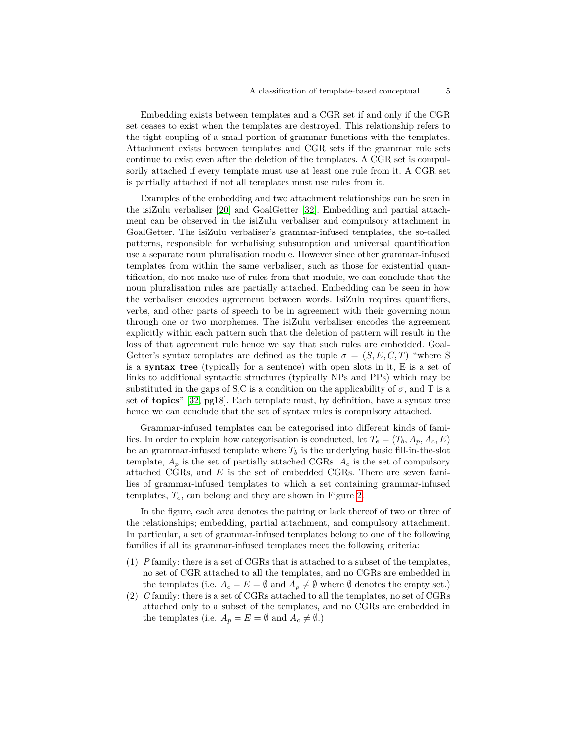Embedding exists between templates and a CGR set if and only if the CGR set ceases to exist when the templates are destroyed. This relationship refers to the tight coupling of a small portion of grammar functions with the templates. Attachment exists between templates and CGR sets if the grammar rule sets continue to exist even after the deletion of the templates. A CGR set is compulsorily attached if every template must use at least one rule from it. A CGR set is partially attached if not all templates must use rules from it.

Examples of the embedding and two attachment relationships can be seen in the isiZulu verbaliser [20] and GoalGetter [32]. Embedding and partial attachment can be observed in the isiZulu verbaliser and compulsory attachment in GoalGetter. The isiZulu verbaliser's grammar-infused templates, the so-called patterns, responsible for verbalising subsumption and universal quantification use a separate noun pluralisation module. However since other grammar-infused templates from within the same verbaliser, such as those for existential quantification, do not make use of rules from that module, we can conclude that the noun pluralisation rules are partially attached. Embedding can be seen in how the verbaliser encodes agreement between words. IsiZulu requires quantifiers, verbs, and other parts of speech to be in agreement with their governing noun through one or two morphemes. The isiZulu verbaliser encodes the agreement explicitly within each pattern such that the deletion of pattern will result in the loss of that agreement rule hence we say that such rules are embedded. GoalGetter's syntax templates are defined as the tuple $\sigma = (S, E, C, T)$ "where S is a **syntax tree** (typically for a sentence) with open slots in it, E is a set of links to additional syntactic structures (typically NPs and PPs) which may be substituted in the gaps of S,C is a condition on the applicability of $\sigma$, and T is a set of **topics**" [32, pg18]. Each template must, by definition, have a syntax tree hence we can conclude that the set of syntax rules is compulsory attached.

Grammar-infused templates can be categorised into different kinds of families. In order to explain how categorisation is conducted, let $T_e = (T_b, A_p, A_c, E)$ be an grammar-infused template where $T_b$ is the underlying basic fill-in-the-slot template, $A_p$ is the set of partially attached CGRs, $A_c$ is the set of compulsory attached CGRs, and $E$ is the set of embedded CGRs. There are seven families of grammar-infused templates to which a set containing grammar-infused templates, $T_e$, can belong and they are shown in Figure 2.

In the figure, each area denotes the pairing or lack thereof of two or three of the relationships; embedding, partial attachment, and compulsory attachment. In particular, a set of grammar-infused templates belong to one of the following families if all its grammar-infused templates meet the following criteria:

(1) *P* family: there is a set of CGRs that is attached to a subset of the templates, no set of CGR attached to all the templates, and no CGRs are embedded in the templates (i.e. $A_c = E = \emptyset$ and $A_p \neq \emptyset$ where $\emptyset$ denotes the empty set.)
(2) *C* family: there is a set of CGRs attached to all the templates, no set of CGRs attached only to a subset of the templates, and no CGRs are embedded in the templates (i.e. $A_p = E = \emptyset$ and $A_c \neq \emptyset$.)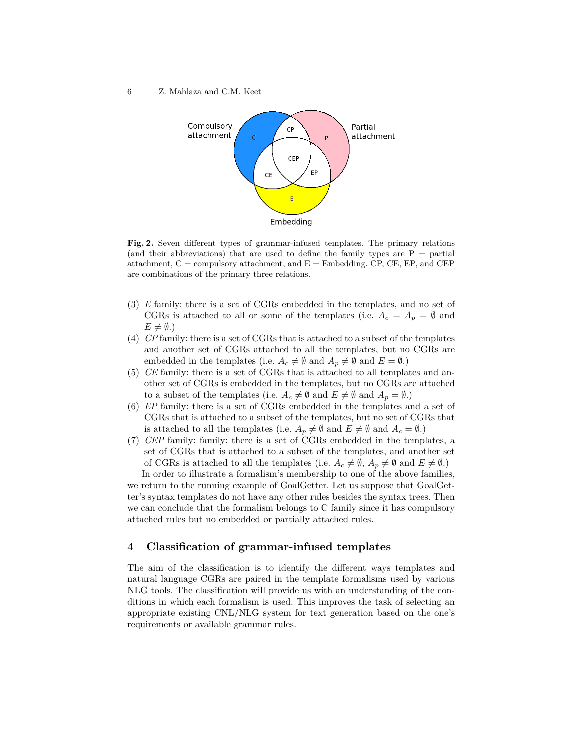Fig. 2. Seven different types of grammar-infused templates. The primary relations (and their abbreviations) that are used to define the family types are P = partial attachment, C = compulsory attachment, and E = Embedding. CP, CE, EP, and CEP are combinations of the primary three relations.

(3) *E* family: there is a set of CGRs embedded in the templates, and no set of CGRs is attached to all or some of the templates (i.e. $A_c = A_p = \emptyset$ and $E \neq \emptyset$.)
(4) *CP* family: there is a set of CGRs that is attached to a subset of the templates and another set of CGRs attached to all the templates, but no CGRs are embedded in the templates (i.e. $A_c \neq \emptyset$ and $A_p \neq \emptyset$ and $E = \emptyset$.)
(5) *CE* family: there is a set of CGRs that is attached to all templates and another set of CGRs is embedded in the templates, but no CGRs are attached to a subset of the templates (i.e. $A_c \neq \emptyset$ and $E \neq \emptyset$ and $A_p = \emptyset$.)
(6) *EP* family: there is a set of CGRs embedded in the templates and a set of CGRs that is attached to a subset of the templates, but no set of CGRs that is attached to all the templates (i.e. $A_p \neq \emptyset$ and $E \neq \emptyset$ and $A_c = \emptyset$.)
(7) *CEP* family: family: there is a set of CGRs embedded in the templates, a set of CGRs that is attached to a subset of the templates, and another set of CGRs is attached to all the templates (i.e. $A_c \neq \emptyset$, $A_p \neq \emptyset$ and $E \neq \emptyset$.)

In order to illustrate a formalism's membership to one of the above families, we return to the running example of GoalGetter. Let us suppose that GoalGetter's syntax templates do not have any other rules besides the syntax trees. Then we can conclude that the formalism belongs to C family since it has compulsory attached rules but no embedded or partially attached rules.

## 4 Classification of grammar-infused templates

The aim of the classification is to identify the different ways templates and natural language CGRs are paired in the template formalisms used by various NLG tools. The classification will provide us with an understanding of the conditions in which each formalism is used. This improves the task of selecting an appropriate existing CNL/NLG system for text generation based on the one's requirements or available grammar rules.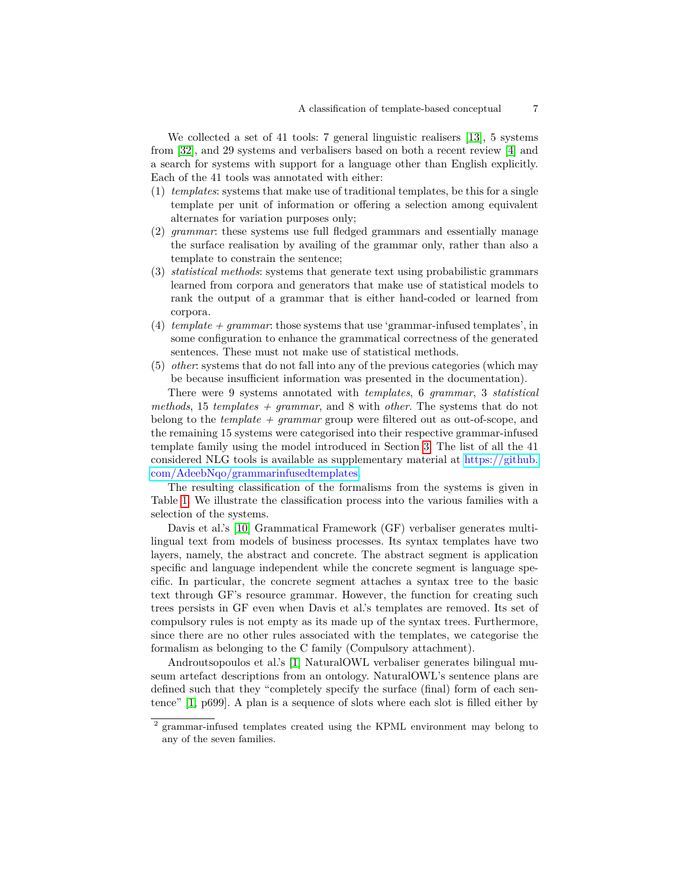We collected a set of 41 tools: 7 general linguistic realisers [13], 5 systems from [32], and 29 systems and verbalisers based on both a recent review [4] and a search for systems with support for a language other than English explicitly. Each of the 41 tools was annotated with either:

(1) *templates*: systems that make use of traditional templates, be this for a single template per unit of information or offering a selection among equivalent alternates for variation purposes only;
(2) *grammar*: these systems use full fledged grammars and essentially manage the surface realisation by availing of the grammar only, rather than also a template to constrain the sentence;
(3) *statistical methods*: systems that generate text using probabilistic grammars learned from corpora and generators that make use of statistical models to rank the output of a grammar that is either hand-coded or learned from corpora.
(4) *template + grammar*: those systems that use 'grammar-infused templates', in some configuration to enhance the grammatical correctness of the generated sentences. These must not make use of statistical methods.
(5) *other*: systems that do not fall into any of the previous categories (which may be because insufficient information was presented in the documentation).

There were 9 systems annotated with *templates*, 6 *grammar*, 3 *statistical methods*, 15 *templates + grammar*, and 8 with *other*. The systems that do not belong to the *template + grammar* group were filtered out as out-of-scope, and the remaining 15 systems were categorised into their respective grammar-infused template family using the model introduced in Section 3. The list of all the 41 considered NLG tools is available as supplementary material at https://github.com/AdeebNqo/grammarinfusedtemplates.

The resulting classification of the formalisms from the systems is given in Table 1. We illustrate the classification process into the various families with a selection of the systems.

Davis et al.'s [10] Grammatical Framework (GF) verbaliser generates multilingual text from models of business processes. Its syntax templates have two layers, namely, the abstract and concrete. The abstract segment is application specific and language independent while the concrete segment is language specific. In particular, the concrete segment attaches a syntax tree to the basic text through GF's resource grammar. However, the function for creating such trees persists in GF even when Davis et al.'s templates are removed. Its set of compulsory rules is not empty as its made up of the syntax trees. Furthermore, since there are no other rules associated with the templates, we categorise the formalism as belonging to the C family (Compulsory attachment).

Androutsopoulos et al.'s [1] NaturalOWL verbaliser generates bilingual museum artefact descriptions from an ontology. NaturalOWL's sentence plans are defined such that they "completely specify the surface (final) form of each sentence" [1, p699]. A plan is a sequence of slots where each slot is filled either by

[2] grammar-infused templates created using the KPML environment may belong to any of the seven families.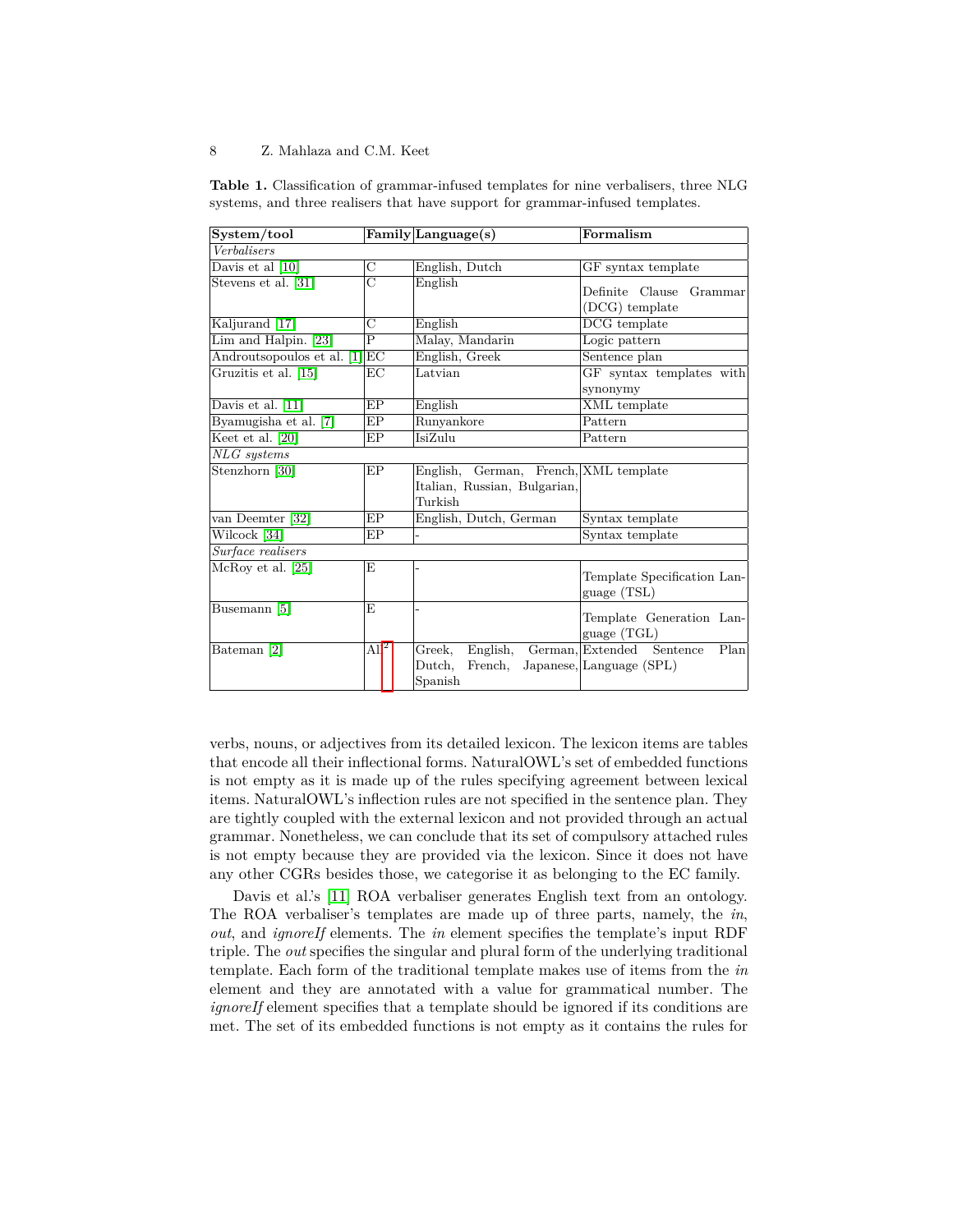**Table 1.** Classification of grammar-infused templates for nine verbalisers, three NLG systems, and three realisers that have support for grammar-infused templates.

| System/tool | Family | Language(s) | Formalism |
|---|---|---|---|
| *Verbalisers* | | | |
| Davis et al [10] | C | English, Dutch | GF syntax template |
| Stevens et al. [31] | C | English | Definite Clause Grammar (DCG) template |
| Kaljurand [17] | C | English | DCG template |
| Lim and Halpin. [23] | P | Malay, Mandarin | Logic pattern |
| Androutsopoulos et al. [1] | EC | English, Greek | Sentence plan |
| Gruzitis et al. [15] | EC | Latvian | GF syntax templates with synonymy |
| Davis et al. [11] | EP | English | XML template |
| Byamugisha et al. [7] | EP | Runyankore | Pattern |
| Keet et al. [20] | EP | IsiZulu | Pattern |
| *NLG systems* | | | |
| Stenzhorn [30] | EP | English, German, French, Italian, Russian, Bulgarian, Turkish | XML template |
| van Deemter [32] | EP | English, Dutch, German | Syntax template |
| Wilcock [34] | EP | - | Syntax template |
| *Surface realisers* | | | |
| McRoy et al. [25] | E | - | Template Specification Language (TSL) |
| Busemann [5] | E | - | Template Generation Language (TGL) |
| Bateman [2] | All[2] | Greek, English, German, Dutch, French, Japanese, Spanish | Extended Sentence Plan Language (SPL) |

verbs, nouns, or adjectives from its detailed lexicon. The lexicon items are tables that encode all their inflectional forms. NaturalOWL's set of embedded functions is not empty as it is made up of the rules specifying agreement between lexical items. NaturalOWL's inflection rules are not specified in the sentence plan. They are tightly coupled with the external lexicon and not provided through an actual grammar. Nonetheless, we can conclude that its set of compulsory attached rules is not empty because they are provided via the lexicon. Since it does not have any other CGRs besides those, we categorise it as belonging to the EC family.

Davis et al.'s [11] ROA verbaliser generates English text from an ontology. The ROA verbaliser's templates are made up of three parts, namely, the *in*, *out*, and *ignoreIf* elements. The *in* element specifies the template's input RDF triple. The *out* specifies the singular and plural form of the underlying traditional template. Each form of the traditional template makes use of items from the *in* element and they are annotated with a value for grammatical number. The *ignoreIf* element specifies that a template should be ignored if its conditions are met. The set of its embedded functions is not empty as it contains the rules for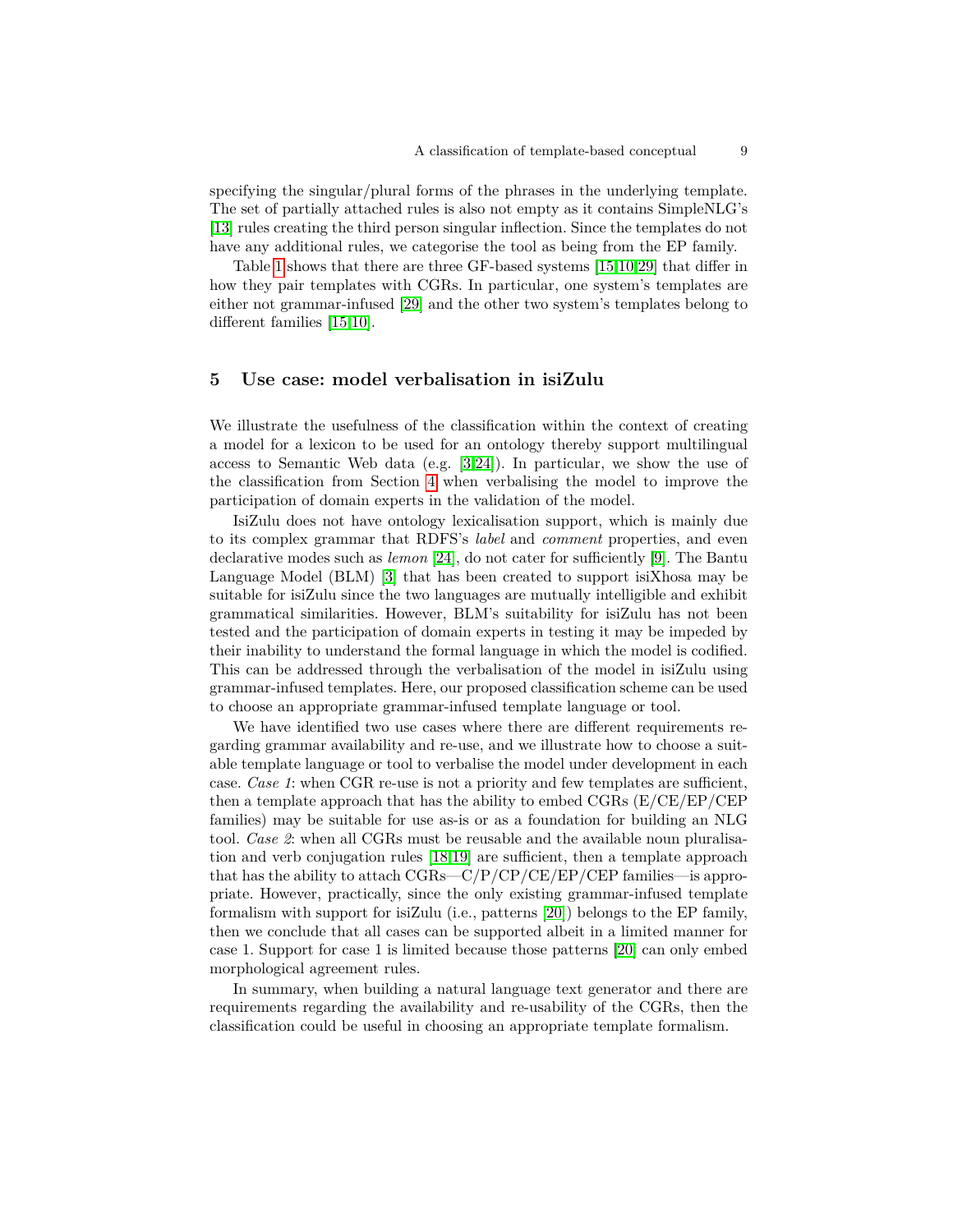specifying the singular/plural forms of the phrases in the underlying template. The set of partially attached rules is also not empty as it contains SimpleNLG's [13] rules creating the third person singular inflection. Since the templates do not have any additional rules, we categorise the tool as being from the EP family.

Table 1 shows that there are three GF-based systems [15,10,29] that differ in how they pair templates with CGRs. In particular, one system's templates are either not grammar-infused [29] and the other two system's templates belong to different families [15,10].

## 5 Use case: model verbalisation in isiZulu

We illustrate the usefulness of the classification within the context of creating a model for a lexicon to be used for an ontology thereby support multilingual access to Semantic Web data (e.g. [3,24]). In particular, we show the use of the classification from Section 4 when verbalising the model to improve the participation of domain experts in the validation of the model.

IsiZulu does not have ontology lexicalisation support, which is mainly due to its complex grammar that RDFS's *label* and *comment* properties, and even declarative modes such as *lemon* [24], do not cater for sufficiently [9]. The Bantu Language Model (BLM) [3] that has been created to support isiXhosa may be suitable for isiZulu since the two languages are mutually intelligible and exhibit grammatical similarities. However, BLM's suitability for isiZulu has not been tested and the participation of domain experts in testing it may be impeded by their inability to understand the formal language in which the model is codified. This can be addressed through the verbalisation of the model in isiZulu using grammar-infused templates. Here, our proposed classification scheme can be used to choose an appropriate grammar-infused template language or tool.

We have identified two use cases where there are different requirements regarding grammar availability and re-use, and we illustrate how to choose a suitable template language or tool to verbalise the model under development in each case. *Case 1*: when CGR re-use is not a priority and few templates are sufficient, then a template approach that has the ability to embed CGRs (E/CE/EP/CEP families) may be suitable for use as-is or as a foundation for building an NLG tool. *Case 2*: when all CGRs must be reusable and the available noun pluralisation and verb conjugation rules [18,19] are sufficient, then a template approach that has the ability to attach CGRs—C/P/CP/CE/EP/CEP families—is appropriate. However, practically, since the only existing grammar-infused template formalism with support for isiZulu (i.e., patterns [20]) belongs to the EP family, then we conclude that all cases can be supported albeit in a limited manner for case 1. Support for case 1 is limited because those patterns [20] can only embed morphological agreement rules.

In summary, when building a natural language text generator and there are requirements regarding the availability and re-usability of the CGRs, then the classification could be useful in choosing an appropriate template formalism.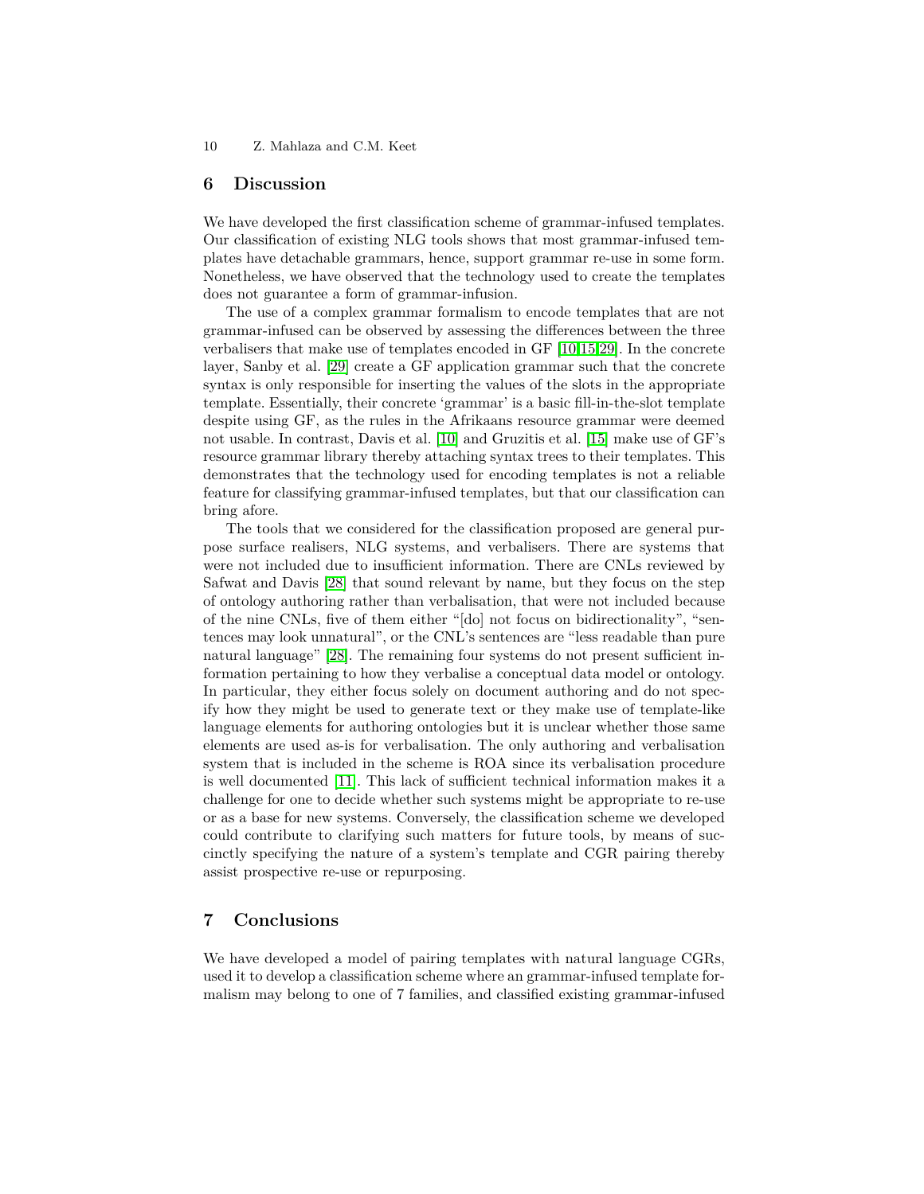## 6 Discussion

We have developed the first classification scheme of grammar-infused templates. Our classification of existing NLG tools shows that most grammar-infused templates have detachable grammars, hence, support grammar re-use in some form. Nonetheless, we have observed that the technology used to create the templates does not guarantee a form of grammar-infusion.

The use of a complex grammar formalism to encode templates that are not grammar-infused can be observed by assessing the differences between the three verbalisers that make use of templates encoded in GF [10,15,29]. In the concrete layer, Sanby et al. [29] create a GF application grammar such that the concrete syntax is only responsible for inserting the values of the slots in the appropriate template. Essentially, their concrete 'grammar' is a basic fill-in-the-slot template despite using GF, as the rules in the Afrikaans resource grammar were deemed not usable. In contrast, Davis et al. [10] and Gruzitis et al. [15] make use of GF's resource grammar library thereby attaching syntax trees to their templates. This demonstrates that the technology used for encoding templates is not a reliable feature for classifying grammar-infused templates, but that our classification can bring afore.

The tools that we considered for the classification proposed are general purpose surface realisers, NLG systems, and verbalisers. There are systems that were not included due to insufficient information. There are CNLs reviewed by Safwat and Davis [28] that sound relevant by name, but they focus on the step of ontology authoring rather than verbalisation, that were not included because of the nine CNLs, five of them either "[do] not focus on bidirectionality", "sentences may look unnatural", or the CNL's sentences are "less readable than pure natural language" [28]. The remaining four systems do not present sufficient information pertaining to how they verbalise a conceptual data model or ontology. In particular, they either focus solely on document authoring and do not specify how they might be used to generate text or they make use of template-like language elements for authoring ontologies but it is unclear whether those same elements are used as-is for verbalisation. The only authoring and verbalisation system that is included in the scheme is ROA since its verbalisation procedure is well documented [11]. This lack of sufficient technical information makes it a challenge for one to decide whether such systems might be appropriate to re-use or as a base for new systems. Conversely, the classification scheme we developed could contribute to clarifying such matters for future tools, by means of succinctly specifying the nature of a system's template and CGR pairing thereby assist prospective re-use or repurposing.

## 7 Conclusions

We have developed a model of pairing templates with natural language CGRs, used it to develop a classification scheme where an grammar-infused template formalism may belong to one of 7 families, and classified existing grammar-infused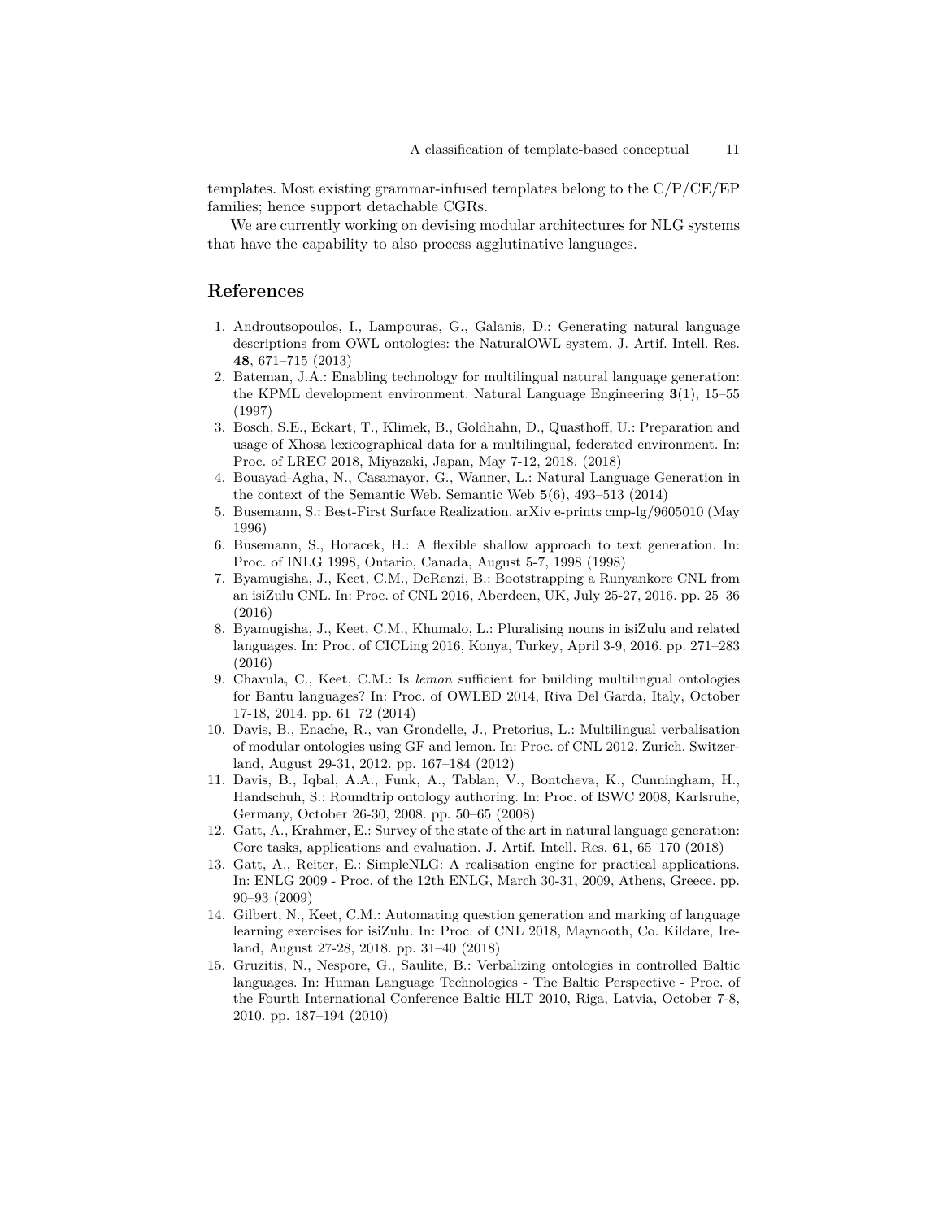templates. Most existing grammar-infused templates belong to the C/P/CE/EP families; hence support detachable CGRs.

We are currently working on devising modular architectures for NLG systems that have the capability to also process agglutinative languages.

## References

1. Androutsopoulos, I., Lampouras, G., Galanis, D.: Generating natural language descriptions from OWL ontologies: the NaturalOWL system. J. Artif. Intell. Res. **48**, 671–715 (2013)
2. Bateman, J.A.: Enabling technology for multilingual natural language generation: the KPML development environment. Natural Language Engineering **3**(1), 15–55 (1997)
3. Bosch, S.E., Eckart, T., Klimek, B., Goldhahn, D., Quasthoff, U.: Preparation and usage of Xhosa lexicographical data for a multilingual, federated environment. In: Proc. of LREC 2018, Miyazaki, Japan, May 7-12, 2018. (2018)
4. Bouayad-Agha, N., Casamayor, G., Wanner, L.: Natural Language Generation in the context of the Semantic Web. Semantic Web **5**(6), 493–513 (2014)
5. Busemann, S.: Best-First Surface Realization. arXiv e-prints cmp-lg/9605010 (May 1996)
6. Busemann, S., Horacek, H.: A flexible shallow approach to text generation. In: Proc. of INLG 1998, Ontario, Canada, August 5-7, 1998 (1998)
7. Byamugisha, J., Keet, C.M., DeRenzi, B.: Bootstrapping a Runyankore CNL from an isiZulu CNL. In: Proc. of CNL 2016, Aberdeen, UK, July 25-27, 2016. pp. 25–36 (2016)
8. Byamugisha, J., Keet, C.M., Khumalo, L.: Pluralising nouns in isiZulu and related languages. In: Proc. of CICLing 2016, Konya, Turkey, April 3-9, 2016. pp. 271–283 (2016)
9. Chavula, C., Keet, C.M.: Is *lemon* sufficient for building multilingual ontologies for Bantu languages? In: Proc. of OWLED 2014, Riva Del Garda, Italy, October 17-18, 2014. pp. 61–72 (2014)
10. Davis, B., Enache, R., van Grondelle, J., Pretorius, L.: Multilingual verbalisation of modular ontologies using GF and lemon. In: Proc. of CNL 2012, Zurich, Switzerland, August 29-31, 2012. pp. 167–184 (2012)
11. Davis, B., Iqbal, A.A., Funk, A., Tablan, V., Bontcheva, K., Cunningham, H., Handschuh, S.: Roundtrip ontology authoring. In: Proc. of ISWC 2008, Karlsruhe, Germany, October 26-30, 2008. pp. 50–65 (2008)
12. Gatt, A., Krahmer, E.: Survey of the state of the art in natural language generation: Core tasks, applications and evaluation. J. Artif. Intell. Res. **61**, 65–170 (2018)
13. Gatt, A., Reiter, E.: SimpleNLG: A realisation engine for practical applications. In: ENLG 2009 - Proc. of the 12th ENLG, March 30-31, 2009, Athens, Greece. pp. 90–93 (2009)
14. Gilbert, N., Keet, C.M.: Automating question generation and marking of language learning exercises for isiZulu. In: Proc. of CNL 2018, Maynooth, Co. Kildare, Ireland, August 27-28, 2018. pp. 31–40 (2018)
15. Gruzitis, N., Nespore, G., Saulite, B.: Verbalizing ontologies in controlled Baltic languages. In: Human Language Technologies - The Baltic Perspective - Proc. of the Fourth International Conference Baltic HLT 2010, Riga, Latvia, October 7-8, 2010. pp. 187–194 (2010)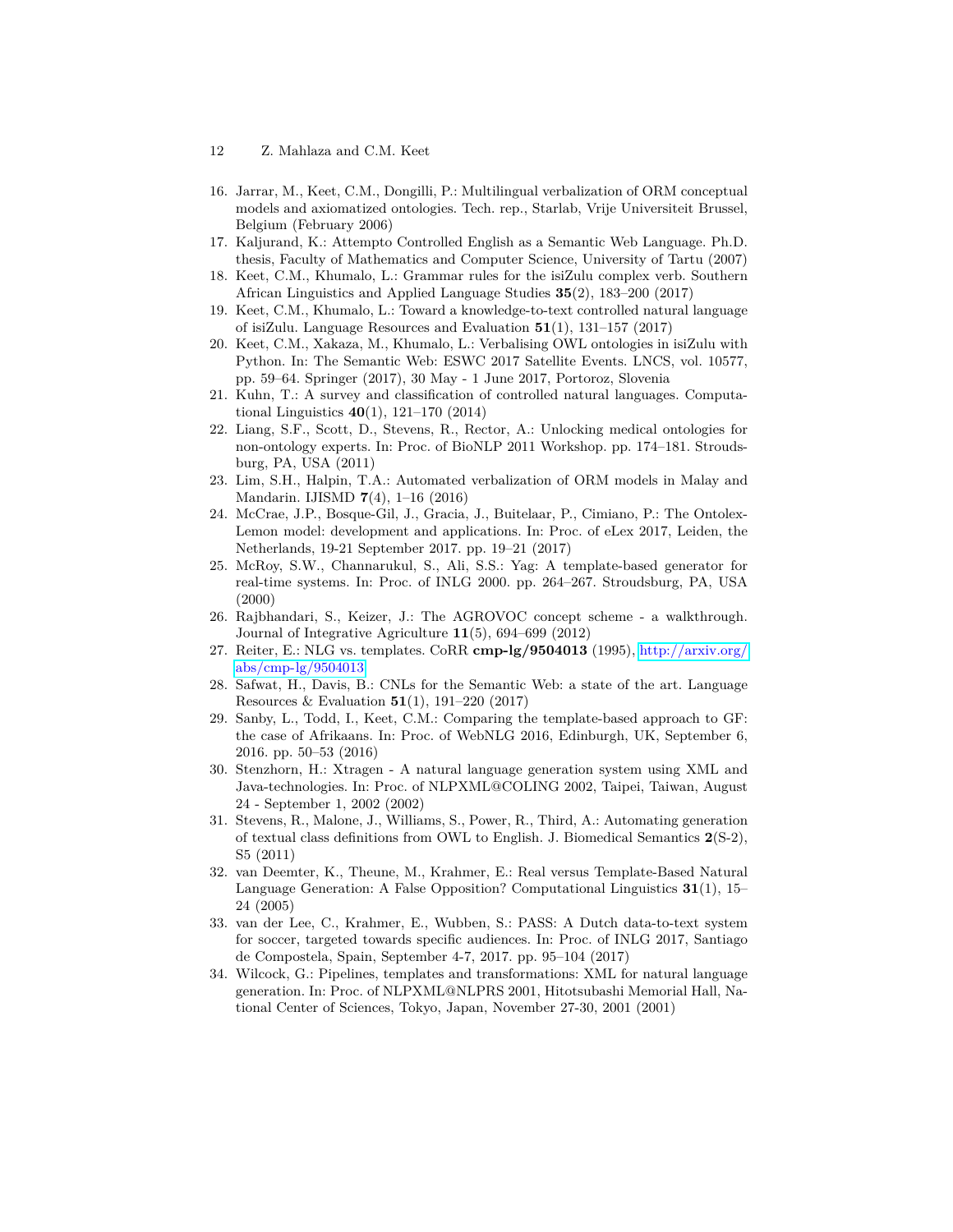16. Jarrar, M., Keet, C.M., Dongilli, P.: Multilingual verbalization of ORM conceptual models and axiomatized ontologies. Tech. rep., Starlab, Vrije Universiteit Brussel, Belgium (February 2006)
17. Kaljurand, K.: Attempto Controlled English as a Semantic Web Language. Ph.D. thesis, Faculty of Mathematics and Computer Science, University of Tartu (2007)
18. Keet, C.M., Khumalo, L.: Grammar rules for the isiZulu complex verb. Southern African Linguistics and Applied Language Studies **35**(2), 183–200 (2017)
19. Keet, C.M., Khumalo, L.: Toward a knowledge-to-text controlled natural language of isiZulu. Language Resources and Evaluation **51**(1), 131–157 (2017)
20. Keet, C.M., Xakaza, M., Khumalo, L.: Verbalising OWL ontologies in isiZulu with Python. In: The Semantic Web: ESWC 2017 Satellite Events. LNCS, vol. 10577, pp. 59–64. Springer (2017), 30 May - 1 June 2017, Portoroz, Slovenia
21. Kuhn, T.: A survey and classification of controlled natural languages. Computational Linguistics **40**(1), 121–170 (2014)
22. Liang, S.F., Scott, D., Stevens, R., Rector, A.: Unlocking medical ontologies for non-ontology experts. In: Proc. of BioNLP 2011 Workshop. pp. 174–181. Stroudsburg, PA, USA (2011)
23. Lim, S.H., Halpin, T.A.: Automated verbalization of ORM models in Malay and Mandarin. IJISMD **7**(4), 1–16 (2016)
24. McCrae, J.P., Bosque-Gil, J., Gracia, J., Buitelaar, P., Cimiano, P.: The Ontolex-Lemon model: development and applications. In: Proc. of eLex 2017, Leiden, the Netherlands, 19-21 September 2017. pp. 19–21 (2017)
25. McRoy, S.W., Channarukul, S., Ali, S.S.: Yag: A template-based generator for real-time systems. In: Proc. of INLG 2000. pp. 264–267. Stroudsburg, PA, USA (2000)
26. Rajbhandari, S., Keizer, J.: The AGROVOC concept scheme - a walkthrough. Journal of Integrative Agriculture **11**(5), 694–699 (2012)
27. Reiter, E.: NLG vs. templates. CoRR **cmp-lg/9504013** (1995), http://arxiv.org/abs/cmp-lg/9504013
28. Safwat, H., Davis, B.: CNLs for the Semantic Web: a state of the art. Language Resources & Evaluation **51**(1), 191–220 (2017)
29. Sanby, L., Todd, I., Keet, C.M.: Comparing the template-based approach to GF: the case of Afrikaans. In: Proc. of WebNLG 2016, Edinburgh, UK, September 6, 2016. pp. 50–53 (2016)
30. Stenzhorn, H.: Xtragen - A natural language generation system using XML and Java-technologies. In: Proc. of NLPXML@COLING 2002, Taipei, Taiwan, August 24 - September 1, 2002 (2002)
31. Stevens, R., Malone, J., Williams, S., Power, R., Third, A.: Automating generation of textual class definitions from OWL to English. J. Biomedical Semantics **2**(S-2), S5 (2011)
32. van Deemter, K., Theune, M., Krahmer, E.: Real versus Template-Based Natural Language Generation: A False Opposition? Computational Linguistics **31**(1), 15–24 (2005)
33. van der Lee, C., Krahmer, E., Wubben, S.: PASS: A Dutch data-to-text system for soccer, targeted towards specific audiences. In: Proc. of INLG 2017, Santiago de Compostela, Spain, September 4-7, 2017. pp. 95–104 (2017)
34. Wilcock, G.: Pipelines, templates and transformations: XML for natural language generation. In: Proc. of NLPXML@NLPRS 2001, Hitotsubashi Memorial Hall, National Center of Sciences, Tokyo, Japan, November 27-30, 2001 (2001)